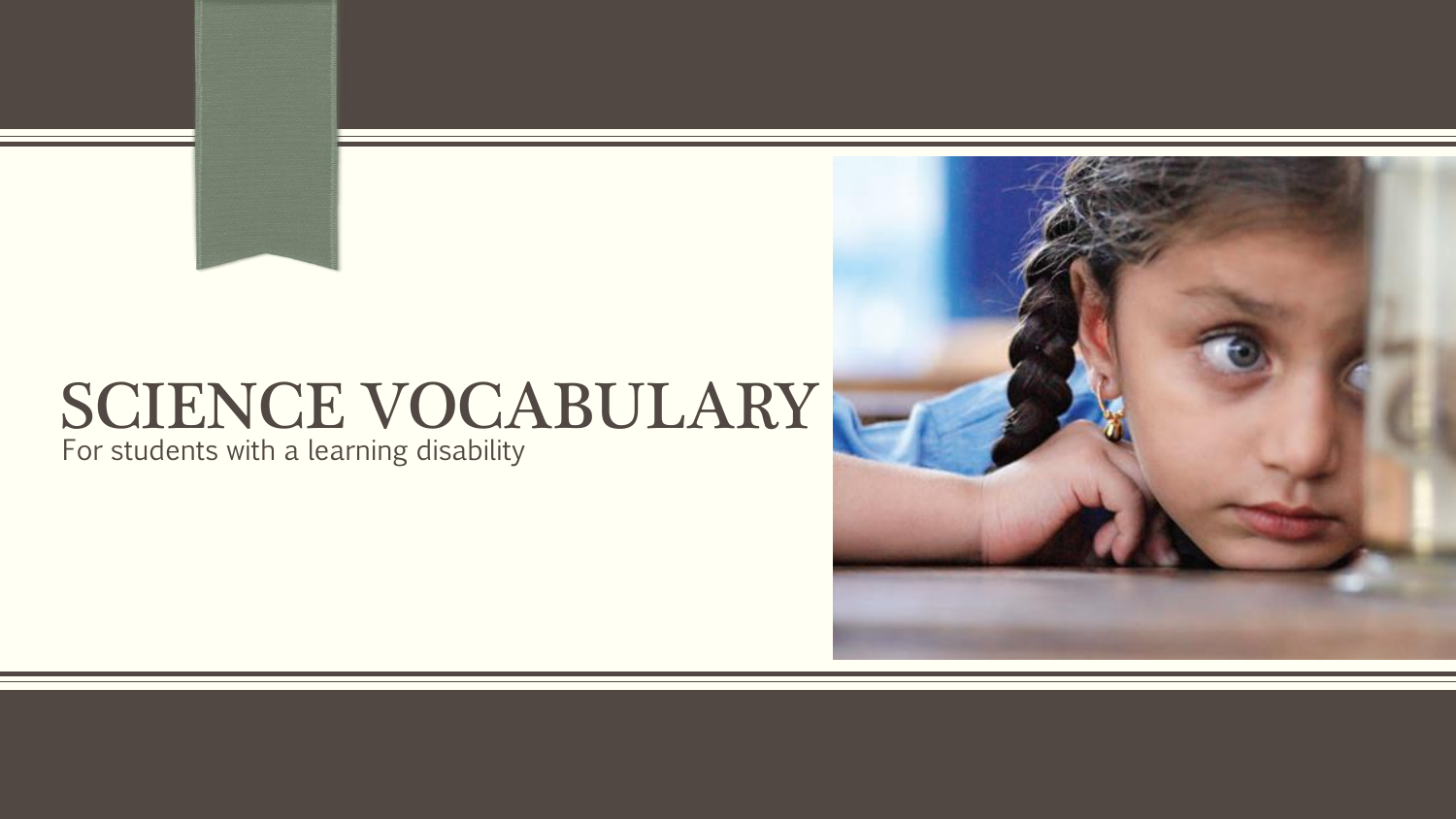# SCIENCE VOCABULARY

For students with a learning disability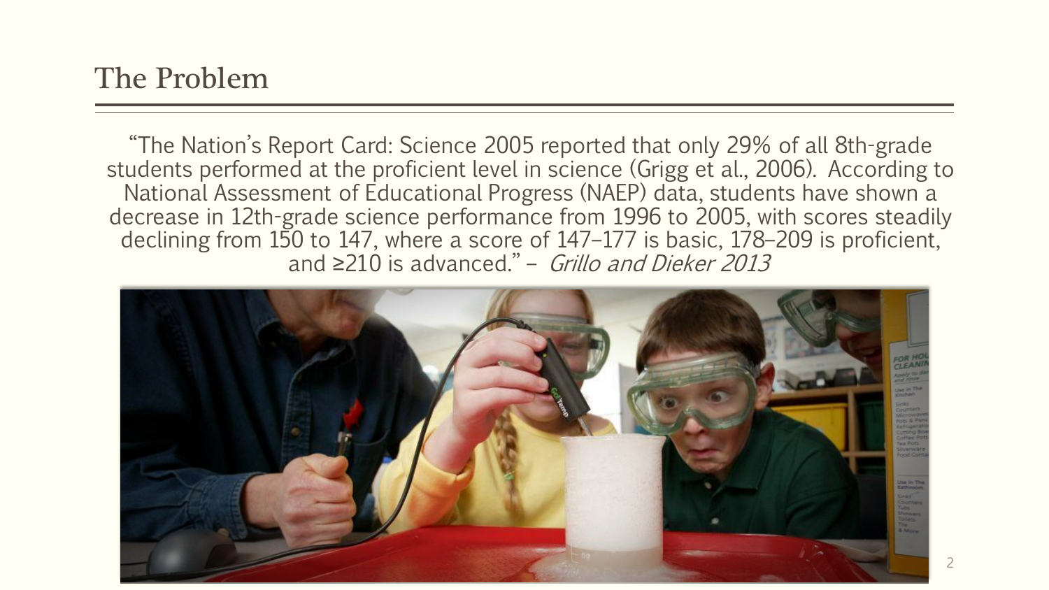# The Problem

"The Nation's Report Card: Science 2005 reported that only 29% of all 8th-grade students performed at the proficient level in science (Grigg et al., 2006). According to National Assessment of Educational Progress (NAEP) data, students have shown a decrease in 12th-grade science performance from 1996 to 2005, with scores steadily declining from 150 to 147, where a score of 147–177 is basic, 178–209 is proficient, and ≥210 is advanced." – *Grillo and Dieker 2013*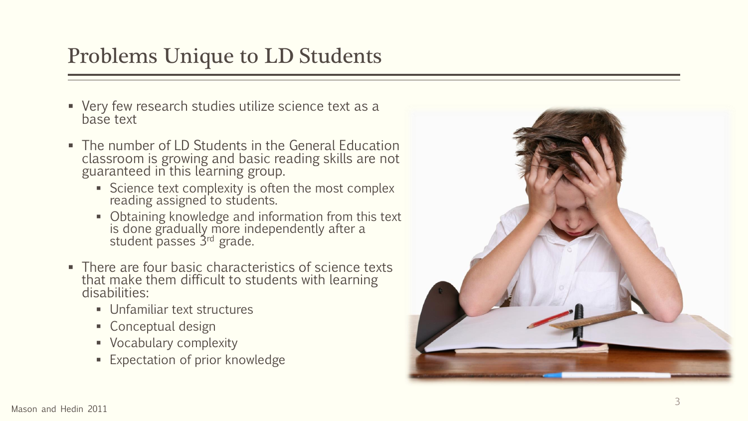# Problems Unique to LD Students

- Very few research studies utilize science text as a base text
- The number of LD Students in the General Education classroom is growing and basic reading skills are not guaranteed in this learning group.
  - Science text complexity is often the most complex reading assigned to students.
  - Obtaining knowledge and information from this text is done gradually more independently after a student passes 3rd grade.
- There are four basic characteristics of science texts that make them difficult to students with learning disabilities:
  - Unfamiliar text structures
  - Conceptual design
  - Vocabulary complexity
  - Expectation of prior knowledge

Mason and Hedin 2011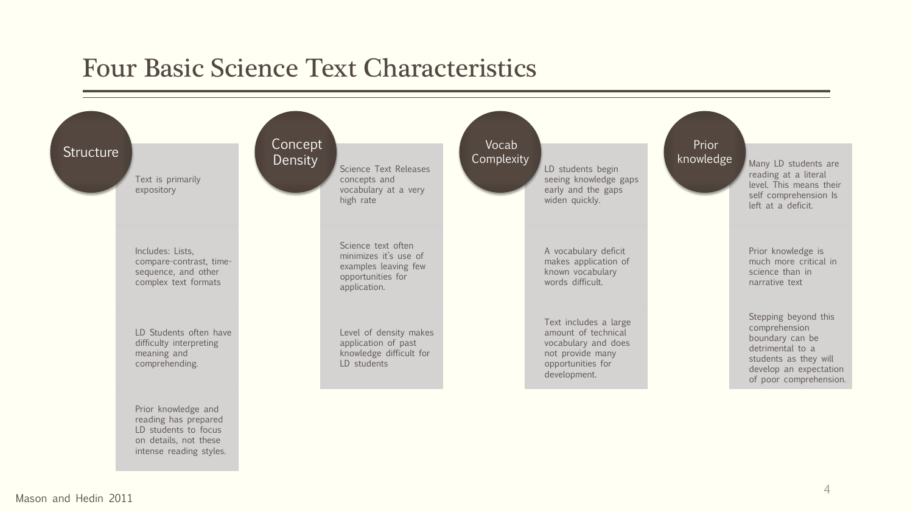# Four Basic Science Text Characteristics

## Structure

- Text is primarily expository
- Includes: Lists, compare-contrast, time-sequence, and other complex text formats
- LD Students often have difficulty interpreting meaning and comprehending.
- Prior knowledge and reading has prepared LD students to focus on details, not these intense reading styles.

## Concept Density

- Science Text Releases concepts and vocabulary at a very high rate
- Science text often minimizes it's use of examples leaving few opportunities for application.
- Level of density makes application of past knowledge difficult for LD students

## Vocab Complexity

- LD students begin seeing knowledge gaps early and the gaps widen quickly.
- A vocabulary deficit makes application of known vocabulary words difficult.
- Text includes a large amount of technical vocabulary and does not provide many opportunities for development.

## Prior knowledge

- Many LD students are reading at a literal level. This means their self comprehension Is left at a deficit.
- Prior knowledge is much more critical in science than in narrative text
- Stepping beyond this comprehension boundary can be detrimental to a students as they will develop an expectation of poor comprehension.

Mason and Hedin 2011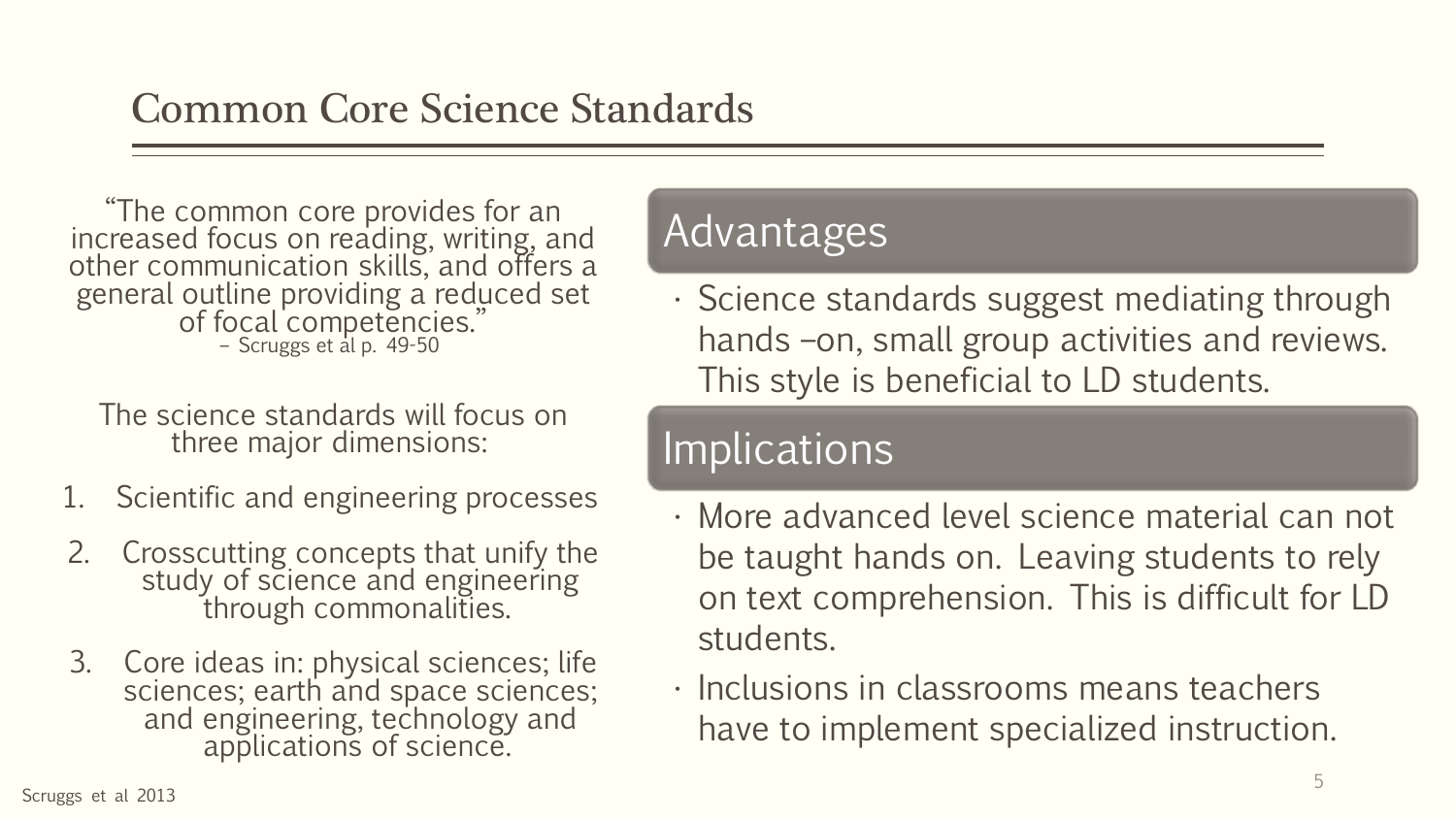# Common Core Science Standards

"The common core provides for an increased focus on reading, writing, and other communication skills, and offers a general outline providing a reduced set of focal competencies."
– Scruggs et al p. 49-50

The science standards will focus on three major dimensions:

1. Scientific and engineering processes
2. Crosscutting concepts that unify the study of science and engineering through commonalities.
3. Core ideas in: physical sciences; life sciences; earth and space sciences; and engineering, technology and applications of science.

## Advantages

- Science standards suggest mediating through hands –on, small group activities and reviews. This style is beneficial to LD students.

## Implications

- More advanced level science material can not be taught hands on. Leaving students to rely on text comprehension. This is difficult for LD students.
- Inclusions in classrooms means teachers have to implement specialized instruction.

Scruggs et al 2013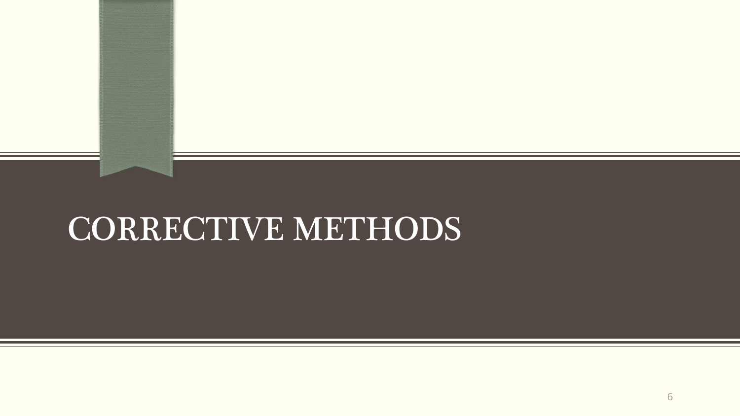# CORRECTIVE METHODS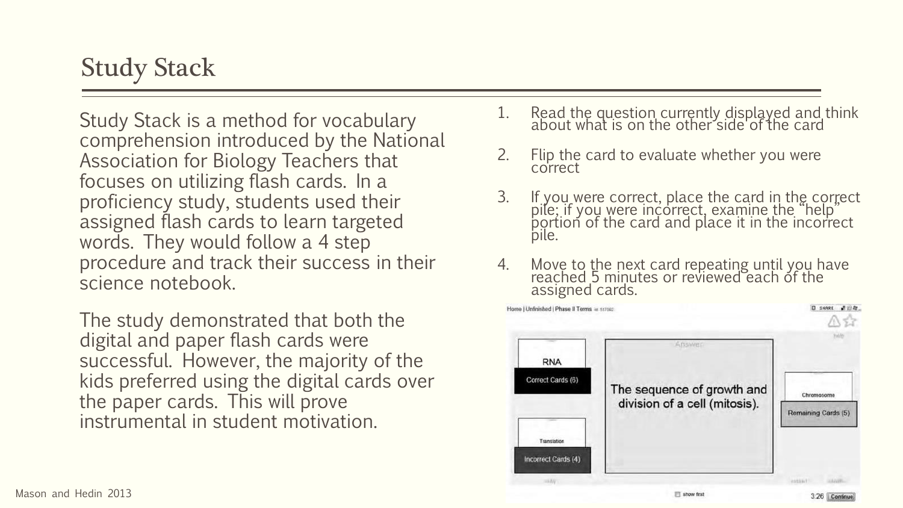# Study Stack

Study Stack is a method for vocabulary comprehension introduced by the National Association for Biology Teachers that focuses on utilizing flash cards. In a proficiency study, students used their assigned flash cards to learn targeted words. They would follow a 4 step procedure and track their success in their science notebook.

The study demonstrated that both the digital and paper flash cards were successful. However, the majority of the kids preferred using the digital cards over the paper cards. This will prove instrumental in student motivation.

1. Read the question currently displayed and think about what is on the other side of the card
2. Flip the card to evaluate whether you were correct
3. If you were correct, place the card in the correct pile; if you were incorrect, examine the "help" portion of the card and place it in the incorrect pile.
4. Move to the next card repeating until you have reached 5 minutes or reviewed each of the assigned cards.

Mason and Hedin 2013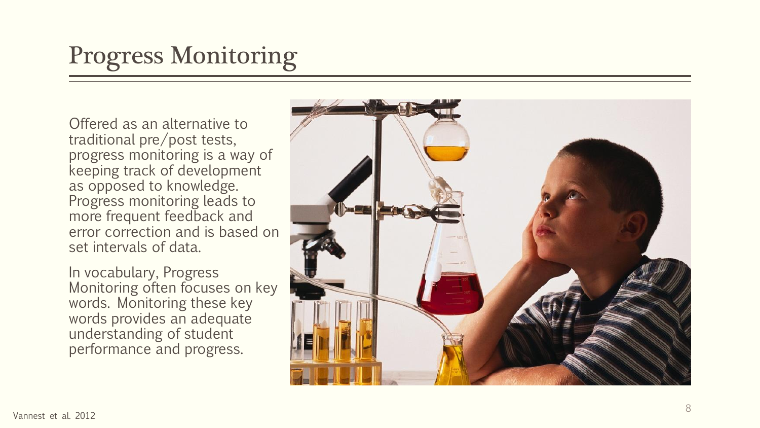# Progress Monitoring

Offered as an alternative to traditional pre/post tests, progress monitoring is a way of keeping track of development as opposed to knowledge. Progress monitoring leads to more frequent feedback and error correction and is based on set intervals of data.

In vocabulary, Progress Monitoring often focuses on key words. Monitoring these key words provides an adequate understanding of student performance and progress.

Vannest et al. 2012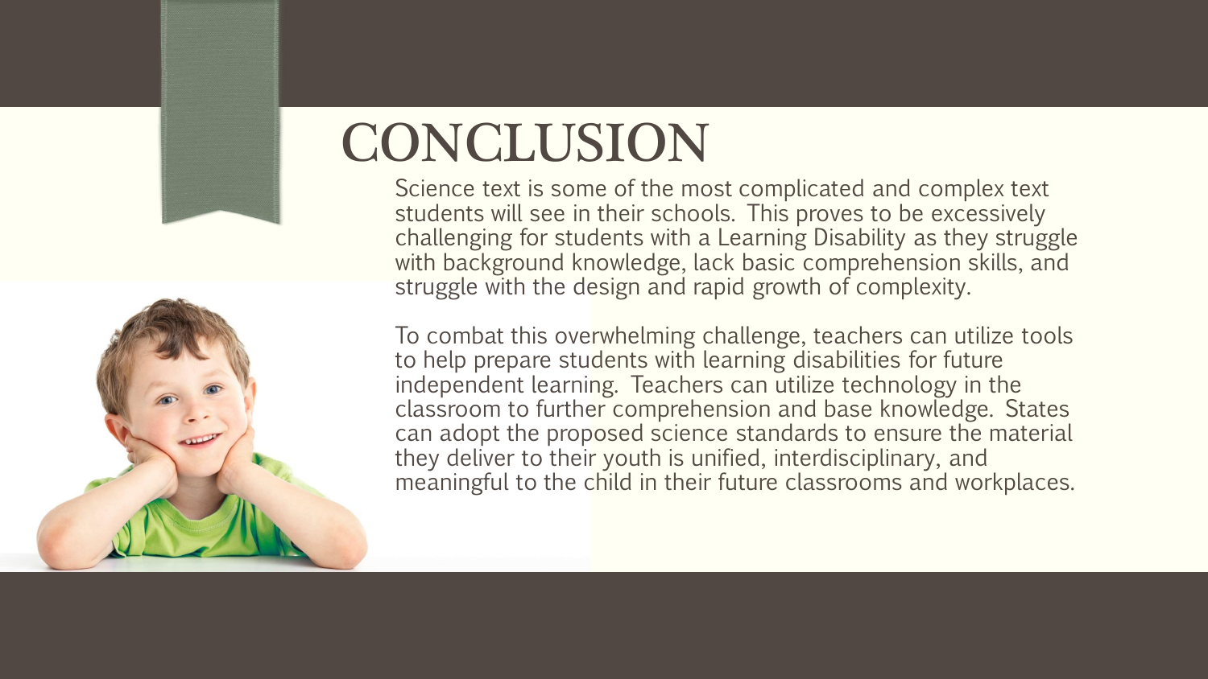# CONCLUSION

Science text is some of the most complicated and complex text students will see in their schools. This proves to be excessively challenging for students with a Learning Disability as they struggle with background knowledge, lack basic comprehension skills, and struggle with the design and rapid growth of complexity.

To combat this overwhelming challenge, teachers can utilize tools to help prepare students with learning disabilities for future independent learning. Teachers can utilize technology in the classroom to further comprehension and base knowledge. States can adopt the proposed science standards to ensure the material they deliver to their youth is unified, interdisciplinary, and meaningful to the child in their future classrooms and workplaces.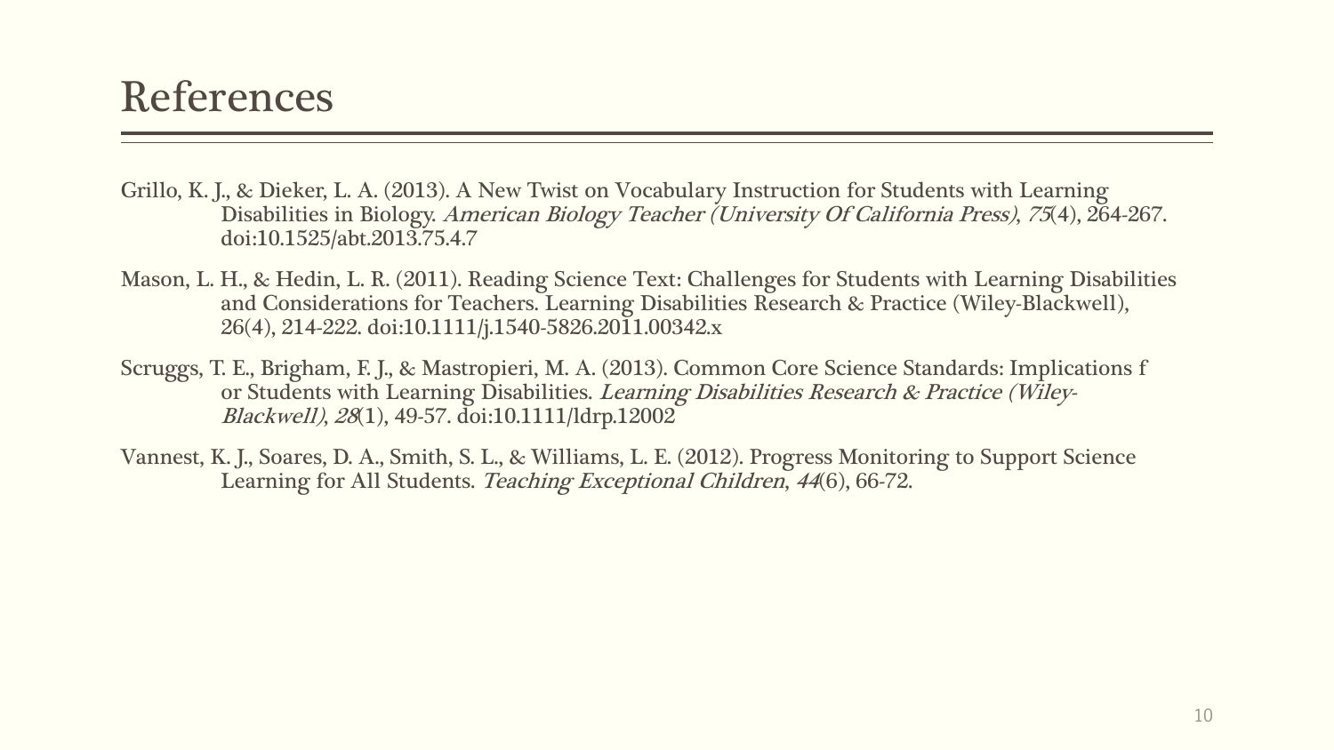# References

Grillo, K. J., & Dieker, L. A. (2013). A New Twist on Vocabulary Instruction for Students with Learning Disabilities in Biology. *American Biology Teacher (University Of California Press)*, *75*(4), 264-267. doi:10.1525/abt.2013.75.4.7

Mason, L. H., & Hedin, L. R. (2011). Reading Science Text: Challenges for Students with Learning Disabilities and Considerations for Teachers. Learning Disabilities Research & Practice (Wiley-Blackwell), 26(4), 214-222. doi:10.1111/j.1540-5826.2011.00342.x

Scruggs, T. E., Brigham, F. J., & Mastropieri, M. A. (2013). Common Core Science Standards: Implications f or Students with Learning Disabilities. *Learning Disabilities Research & Practice (Wiley-Blackwell)*, *28*(1), 49-57. doi:10.1111/ldrp.12002

Vannest, K. J., Soares, D. A., Smith, S. L., & Williams, L. E. (2012). Progress Monitoring to Support Science Learning for All Students. *Teaching Exceptional Children*, *44*(6), 66-72.